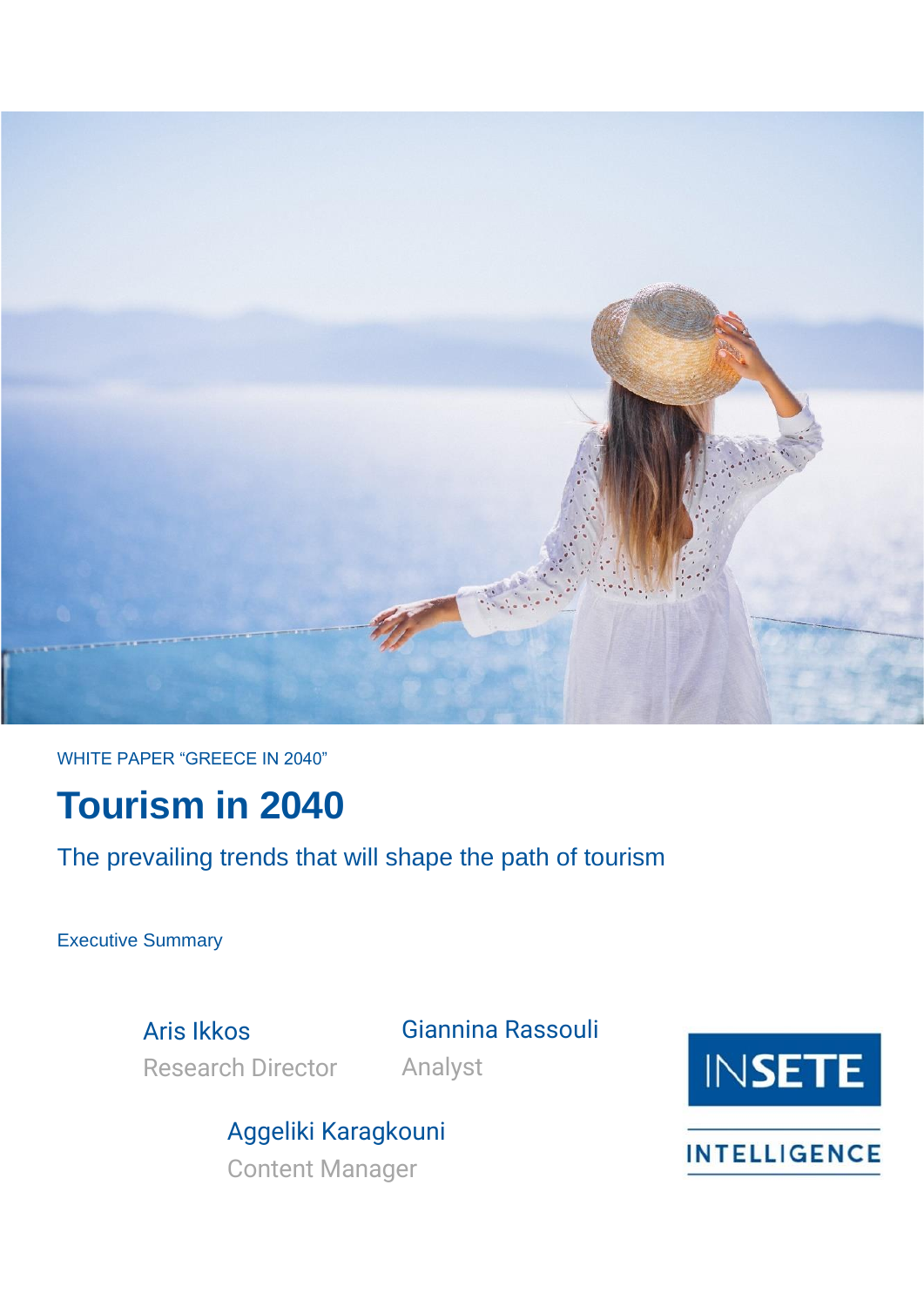WHITE PAPER "GREECE IN 2040"

# Tourism in 2040

The prevailing trends that will shape the path of tourism

Executive Summary

Aris Ikkos
Research Director

Giannina Rassouli
Analyst

Aggeliki Karagkouni
Content Manager

INSETE

INTELLIGENCE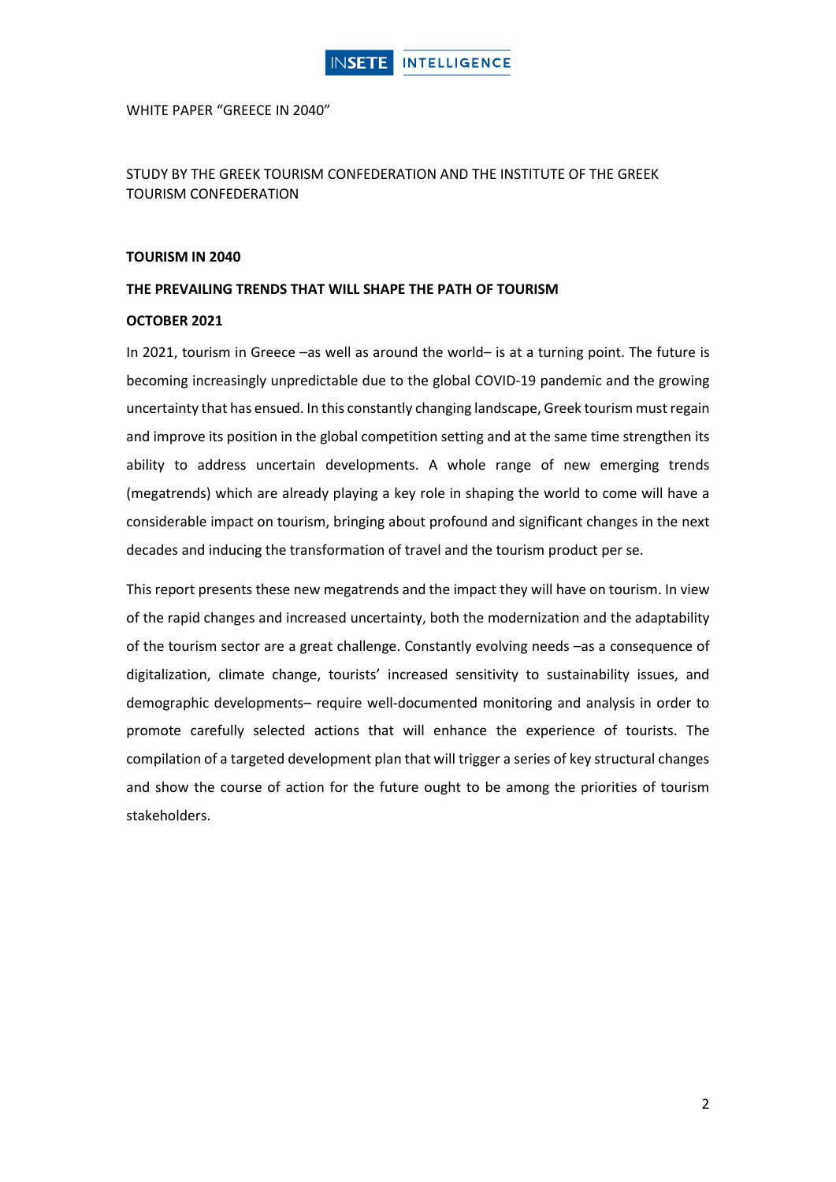WHITE PAPER "GREECE IN 2040"

STUDY BY THE GREEK TOURISM CONFEDERATION AND THE INSTITUTE OF THE GREEK TOURISM CONFEDERATION

**TOURISM IN 2040**

**THE PREVAILING TRENDS THAT WILL SHAPE THE PATH OF TOURISM**

**OCTOBER 2021**

In 2021, tourism in Greece –as well as around the world– is at a turning point. The future is becoming increasingly unpredictable due to the global COVID-19 pandemic and the growing uncertainty that has ensued. In this constantly changing landscape, Greek tourism must regain and improve its position in the global competition setting and at the same time strengthen its ability to address uncertain developments. A whole range of new emerging trends (megatrends) which are already playing a key role in shaping the world to come will have a considerable impact on tourism, bringing about profound and significant changes in the next decades and inducing the transformation of travel and the tourism product per se.

This report presents these new megatrends and the impact they will have on tourism. In view of the rapid changes and increased uncertainty, both the modernization and the adaptability of the tourism sector are a great challenge. Constantly evolving needs –as a consequence of digitalization, climate change, tourists' increased sensitivity to sustainability issues, and demographic developments– require well-documented monitoring and analysis in order to promote carefully selected actions that will enhance the experience of tourists. The compilation of a targeted development plan that will trigger a series of key structural changes and show the course of action for the future ought to be among the priorities of tourism stakeholders.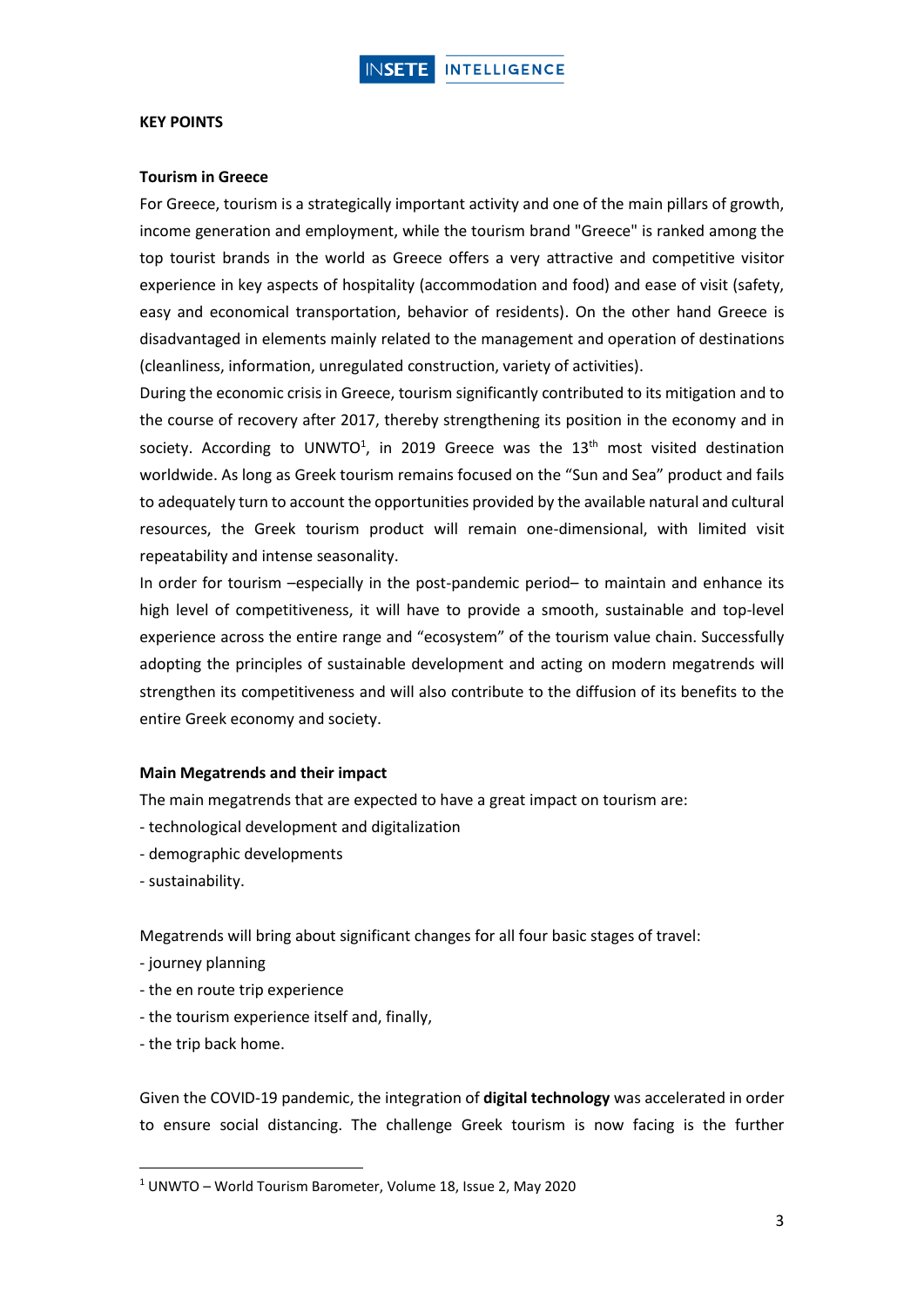**KEY POINTS**

**Tourism in Greece**

For Greece, tourism is a strategically important activity and one of the main pillars of growth, income generation and employment, while the tourism brand "Greece" is ranked among the top tourist brands in the world as Greece offers a very attractive and competitive visitor experience in key aspects of hospitality (accommodation and food) and ease of visit (safety, easy and economical transportation, behavior of residents). On the other hand Greece is disadvantaged in elements mainly related to the management and operation of destinations (cleanliness, information, unregulated construction, variety of activities).

During the economic crisis in Greece, tourism significantly contributed to its mitigation and to the course of recovery after 2017, thereby strengthening its position in the economy and in society. According to UNWTO[1], in 2019 Greece was the 13th most visited destination worldwide. As long as Greek tourism remains focused on the "Sun and Sea" product and fails to adequately turn to account the opportunities provided by the available natural and cultural resources, the Greek tourism product will remain one-dimensional, with limited visit repeatability and intense seasonality.

In order for tourism –especially in the post-pandemic period– to maintain and enhance its high level of competitiveness, it will have to provide a smooth, sustainable and top-level experience across the entire range and "ecosystem" of the tourism value chain. Successfully adopting the principles of sustainable development and acting on modern megatrends will strengthen its competitiveness and will also contribute to the diffusion of its benefits to the entire Greek economy and society.

**Main Megatrends and their impact**

The main megatrends that are expected to have a great impact on tourism are:

- technological development and digitalization
- demographic developments
- sustainability.

Megatrends will bring about significant changes for all four basic stages of travel:

- journey planning
- the en route trip experience
- the tourism experience itself and, finally,
- the trip back home.

Given the COVID-19 pandemic, the integration of **digital technology** was accelerated in order to ensure social distancing. The challenge Greek tourism is now facing is the further

[1] UNWTO – World Tourism Barometer, Volume 18, Issue 2, May 2020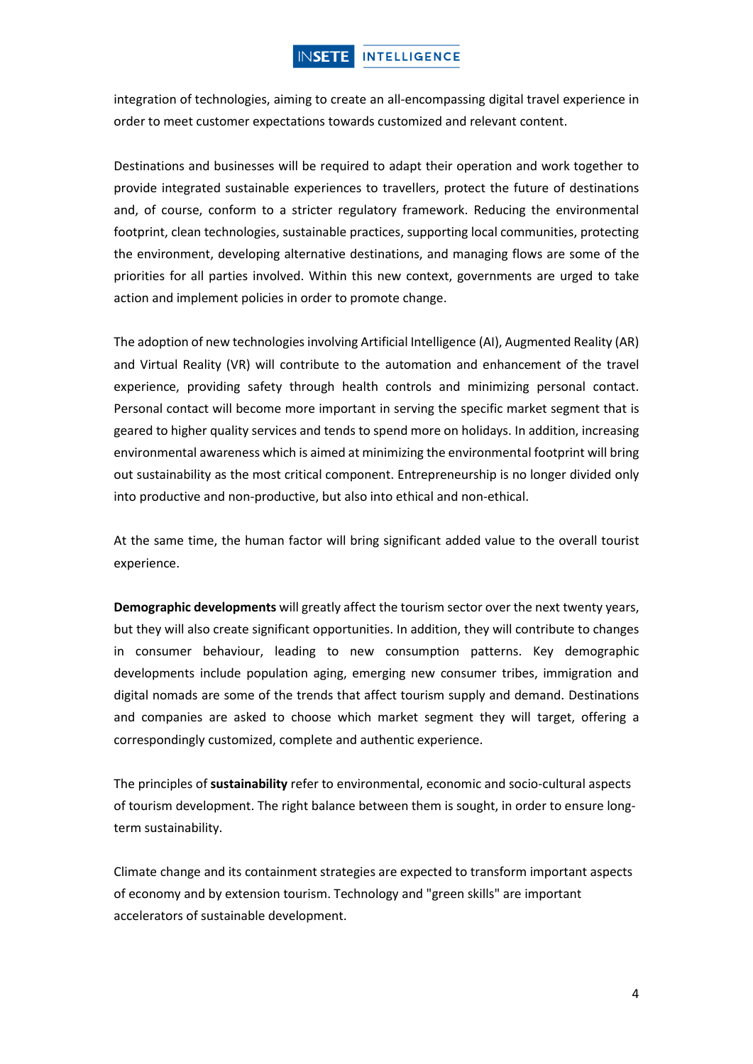integration of technologies, aiming to create an all-encompassing digital travel experience in order to meet customer expectations towards customized and relevant content.

Destinations and businesses will be required to adapt their operation and work together to provide integrated sustainable experiences to travellers, protect the future of destinations and, of course, conform to a stricter regulatory framework. Reducing the environmental footprint, clean technologies, sustainable practices, supporting local communities, protecting the environment, developing alternative destinations, and managing flows are some of the priorities for all parties involved. Within this new context, governments are urged to take action and implement policies in order to promote change.

The adoption of new technologies involving Artificial Intelligence (AI), Augmented Reality (AR) and Virtual Reality (VR) will contribute to the automation and enhancement of the travel experience, providing safety through health controls and minimizing personal contact. Personal contact will become more important in serving the specific market segment that is geared to higher quality services and tends to spend more on holidays. In addition, increasing environmental awareness which is aimed at minimizing the environmental footprint will bring out sustainability as the most critical component. Entrepreneurship is no longer divided only into productive and non-productive, but also into ethical and non-ethical.

At the same time, the human factor will bring significant added value to the overall tourist experience.

**Demographic developments** will greatly affect the tourism sector over the next twenty years, but they will also create significant opportunities. In addition, they will contribute to changes in consumer behaviour, leading to new consumption patterns. Key demographic developments include population aging, emerging new consumer tribes, immigration and digital nomads are some of the trends that affect tourism supply and demand. Destinations and companies are asked to choose which market segment they will target, offering a correspondingly customized, complete and authentic experience.

The principles of **sustainability** refer to environmental, economic and socio-cultural aspects of tourism development. The right balance between them is sought, in order to ensure long-term sustainability.

Climate change and its containment strategies are expected to transform important aspects of economy and by extension tourism. Technology and "green skills" are important accelerators of sustainable development.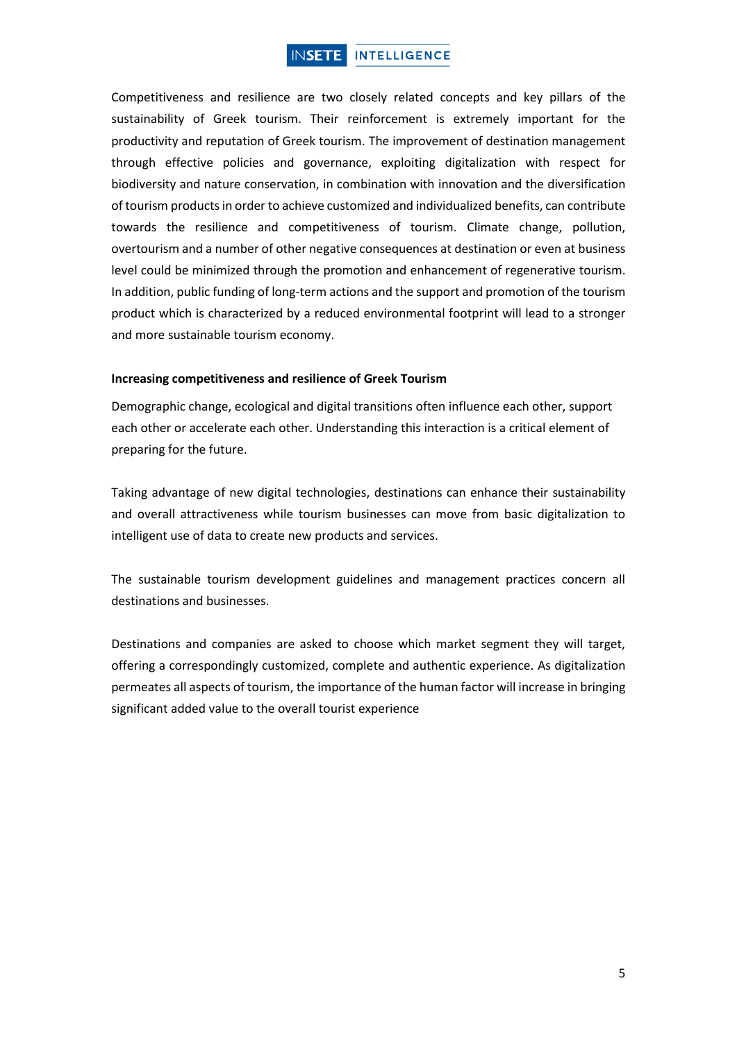Competitiveness and resilience are two closely related concepts and key pillars of the sustainability of Greek tourism. Their reinforcement is extremely important for the productivity and reputation of Greek tourism. The improvement of destination management through effective policies and governance, exploiting digitalization with respect for biodiversity and nature conservation, in combination with innovation and the diversification of tourism products in order to achieve customized and individualized benefits, can contribute towards the resilience and competitiveness of tourism. Climate change, pollution, overtourism and a number of other negative consequences at destination or even at business level could be minimized through the promotion and enhancement of regenerative tourism. In addition, public funding of long-term actions and the support and promotion of the tourism product which is characterized by a reduced environmental footprint will lead to a stronger and more sustainable tourism economy.

**Increasing competitiveness and resilience of Greek Tourism**

Demographic change, ecological and digital transitions often influence each other, support each other or accelerate each other. Understanding this interaction is a critical element of preparing for the future.

Taking advantage of new digital technologies, destinations can enhance their sustainability and overall attractiveness while tourism businesses can move from basic digitalization to intelligent use of data to create new products and services.

The sustainable tourism development guidelines and management practices concern all destinations and businesses.

Destinations and companies are asked to choose which market segment they will target, offering a correspondingly customized, complete and authentic experience. As digitalization permeates all aspects of tourism, the importance of the human factor will increase in bringing significant added value to the overall tourist experience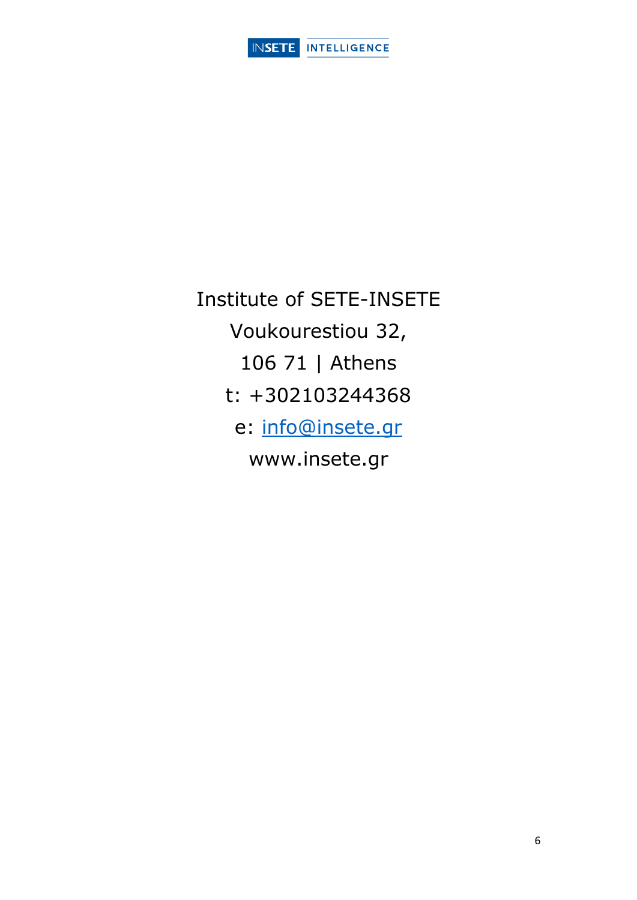Institute of SETE-INSETE

Voukourestiou 32,

106 71 | Athens

t: +302103244368

e: info@insete.gr

www.insete.gr